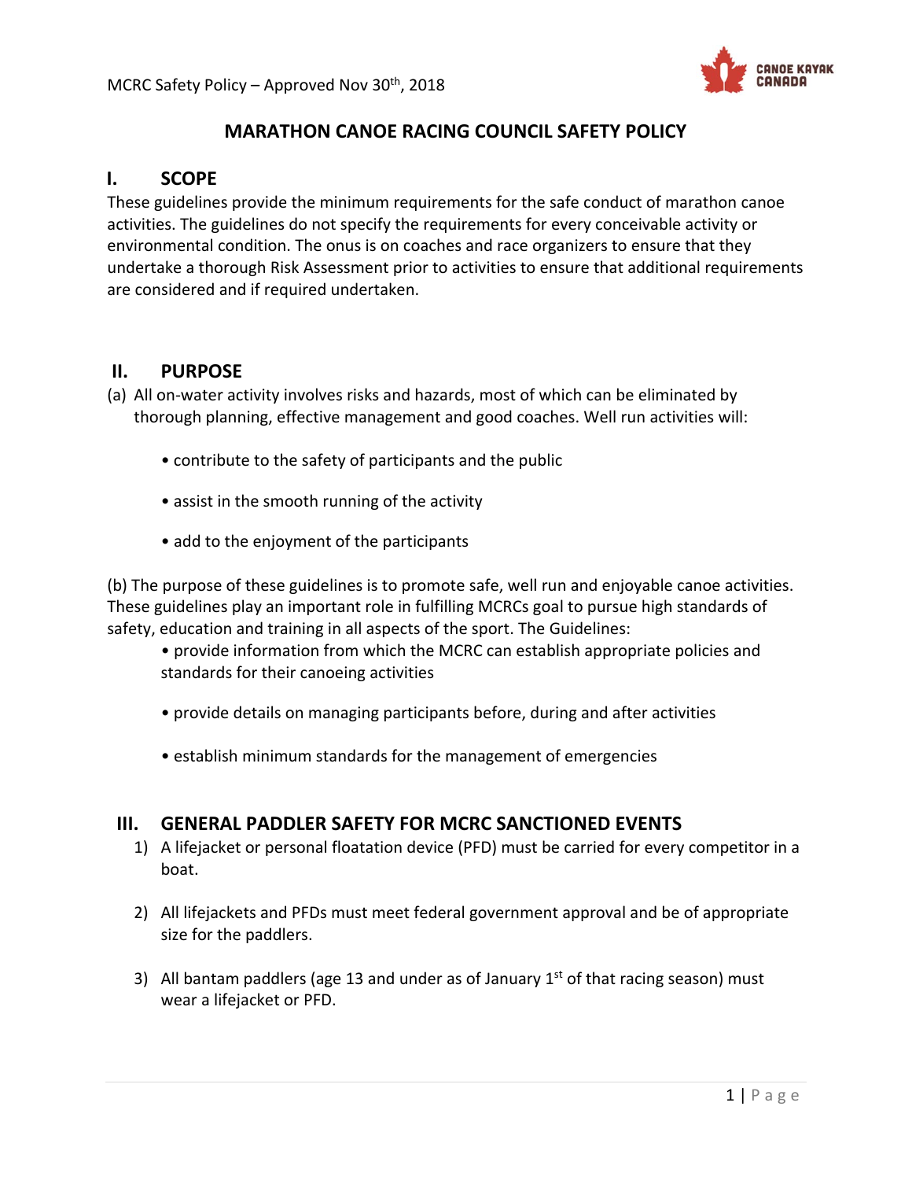# MARATHON CANOE RACING COUNCIL SAFETY POLICY

## I. SCOPE

These guidelines provide the minimum requirements for the safe conduct of marathon canoe activities. The guidelines do not specify the requirements for every conceivable activity or environmental condition. The onus is on coaches and race organizers to ensure that they undertake a thorough Risk Assessment prior to activities to ensure that additional requirements are considered and if required undertaken.

## II. PURPOSE

(a) All on-water activity involves risks and hazards, most of which can be eliminated by thorough planning, effective management and good coaches. Well run activities will:

- contribute to the safety of participants and the public
- assist in the smooth running of the activity
- add to the enjoyment of the participants

(b) The purpose of these guidelines is to promote safe, well run and enjoyable canoe activities. These guidelines play an important role in fulfilling MCRCs goal to pursue high standards of safety, education and training in all aspects of the sport. The Guidelines:

- provide information from which the MCRC can establish appropriate policies and standards for their canoeing activities
- provide details on managing participants before, during and after activities
- establish minimum standards for the management of emergencies

## III. GENERAL PADDLER SAFETY FOR MCRC SANCTIONED EVENTS

1) A lifejacket or personal floatation device (PFD) must be carried for every competitor in a boat.

2) All lifejackets and PFDs must meet federal government approval and be of appropriate size for the paddlers.

3) All bantam paddlers (age 13 and under as of January 1st of that racing season) must wear a lifejacket or PFD.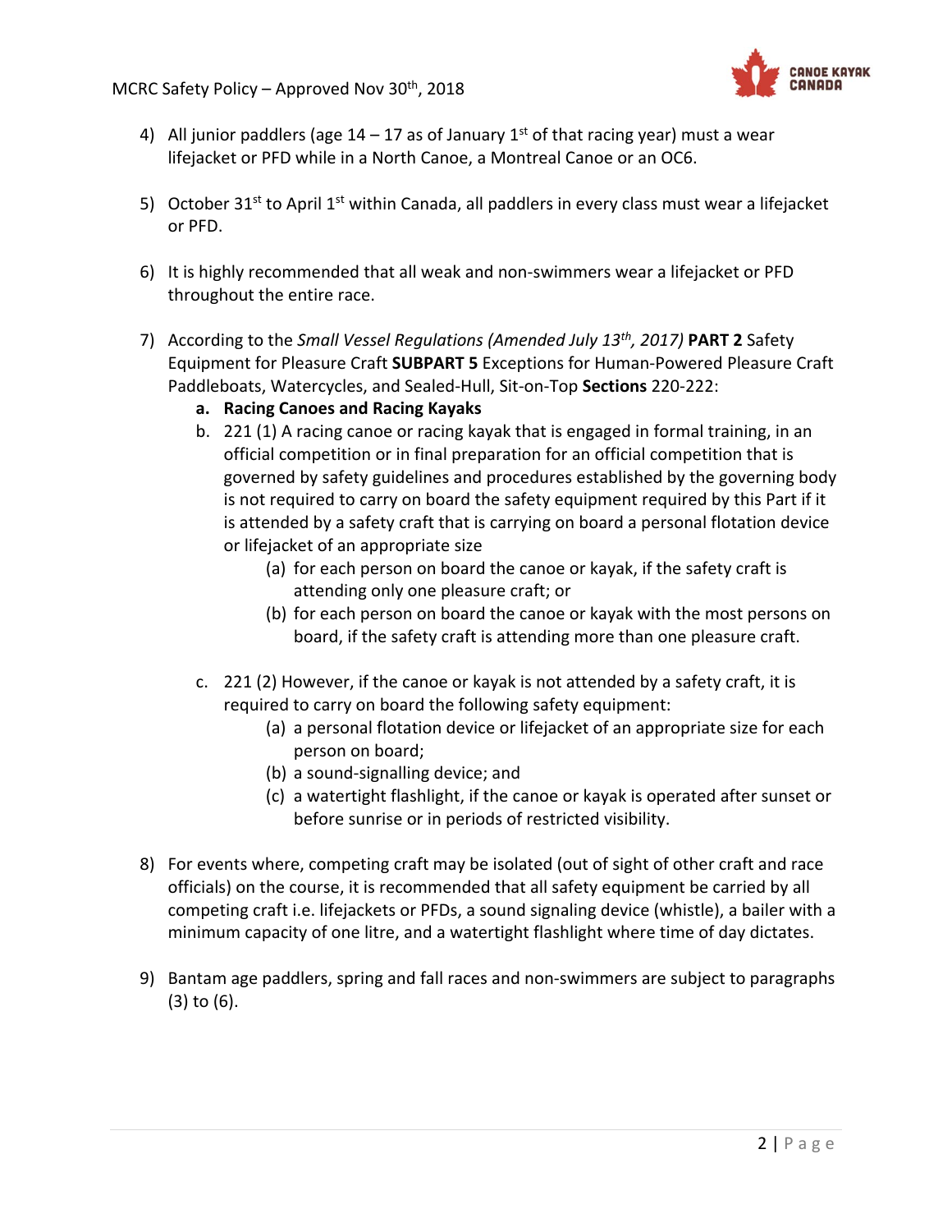4) All junior paddlers (age 14 – 17 as of January 1st of that racing year) must a wear lifejacket or PFD while in a North Canoe, a Montreal Canoe or an OC6.

5) October 31st to April 1st within Canada, all paddlers in every class must wear a lifejacket or PFD.

6) It is highly recommended that all weak and non-swimmers wear a lifejacket or PFD throughout the entire race.

7) According to the *Small Vessel Regulations (Amended July 13th, 2017)* **PART 2** Safety Equipment for Pleasure Craft **SUBPART 5** Exceptions for Human-Powered Pleasure Craft Paddleboats, Watercycles, and Sealed-Hull, Sit-on-Top **Sections** 220-222:
   a. **Racing Canoes and Racing Kayaks**
   b. 221 (1) A racing canoe or racing kayak that is engaged in formal training, in an official competition or in final preparation for an official competition that is governed by safety guidelines and procedures established by the governing body is not required to carry on board the safety equipment required by this Part if it is attended by a safety craft that is carrying on board a personal flotation device or lifejacket of an appropriate size
      (a) for each person on board the canoe or kayak, if the safety craft is attending only one pleasure craft; or
      (b) for each person on board the canoe or kayak with the most persons on board, if the safety craft is attending more than one pleasure craft.
   c. 221 (2) However, if the canoe or kayak is not attended by a safety craft, it is required to carry on board the following safety equipment:
      (a) a personal flotation device or lifejacket of an appropriate size for each person on board;
      (b) a sound-signalling device; and
      (c) a watertight flashlight, if the canoe or kayak is operated after sunset or before sunrise or in periods of restricted visibility.

8) For events where, competing craft may be isolated (out of sight of other craft and race officials) on the course, it is recommended that all safety equipment be carried by all competing craft i.e. lifejackets or PFDs, a sound signaling device (whistle), a bailer with a minimum capacity of one litre, and a watertight flashlight where time of day dictates.

9) Bantam age paddlers, spring and fall races and non-swimmers are subject to paragraphs (3) to (6).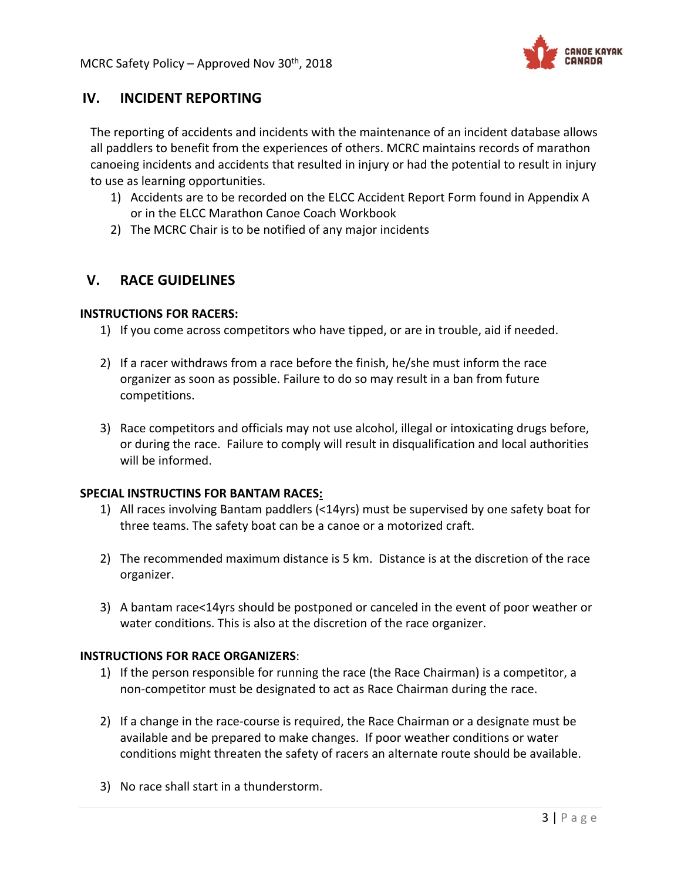## IV. INCIDENT REPORTING

The reporting of accidents and incidents with the maintenance of an incident database allows all paddlers to benefit from the experiences of others. MCRC maintains records of marathon canoeing incidents and accidents that resulted in injury or had the potential to result in injury to use as learning opportunities.

1) Accidents are to be recorded on the ELCC Accident Report Form found in Appendix A or in the ELCC Marathon Canoe Coach Workbook
2) The MCRC Chair is to be notified of any major incidents

## V. RACE GUIDELINES

**INSTRUCTIONS FOR RACERS:**

1) If you come across competitors who have tipped, or are in trouble, aid if needed.

2) If a racer withdraws from a race before the finish, he/she must inform the race organizer as soon as possible. Failure to do so may result in a ban from future competitions.

3) Race competitors and officials may not use alcohol, illegal or intoxicating drugs before, or during the race. Failure to comply will result in disqualification and local authorities will be informed.

**SPECIAL INSTRUCTINS FOR BANTAM RACES:**

1) All races involving Bantam paddlers (<14yrs) must be supervised by one safety boat for three teams. The safety boat can be a canoe or a motorized craft.

2) The recommended maximum distance is 5 km. Distance is at the discretion of the race organizer.

3) A bantam race<14yrs should be postponed or canceled in the event of poor weather or water conditions. This is also at the discretion of the race organizer.

**INSTRUCTIONS FOR RACE ORGANIZERS**:

1) If the person responsible for running the race (the Race Chairman) is a competitor, a non-competitor must be designated to act as Race Chairman during the race.

2) If a change in the race-course is required, the Race Chairman or a designate must be available and be prepared to make changes. If poor weather conditions or water conditions might threaten the safety of racers an alternate route should be available.

3) No race shall start in a thunderstorm.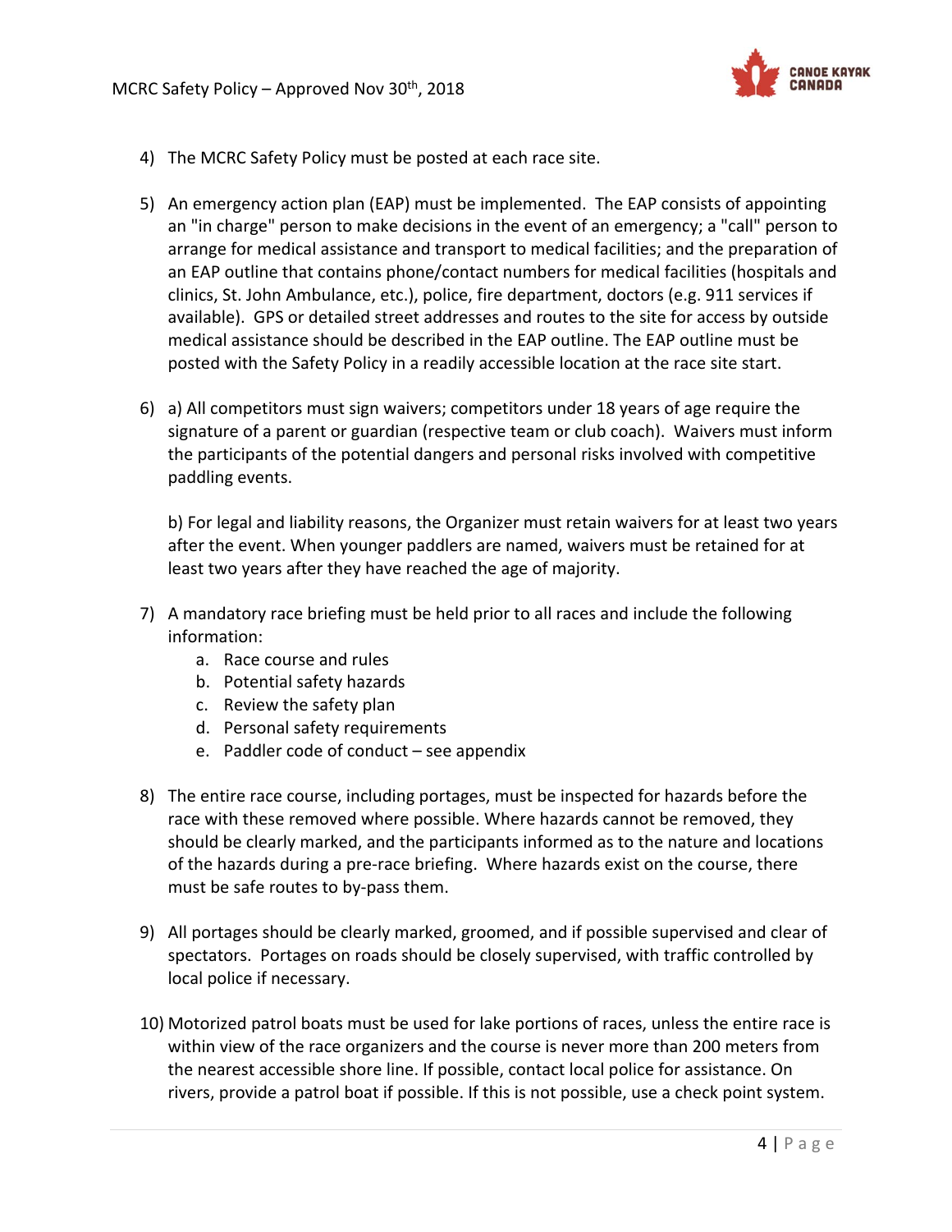4) The MCRC Safety Policy must be posted at each race site.

5) An emergency action plan (EAP) must be implemented. The EAP consists of appointing an "in charge" person to make decisions in the event of an emergency; a "call" person to arrange for medical assistance and transport to medical facilities; and the preparation of an EAP outline that contains phone/contact numbers for medical facilities (hospitals and clinics, St. John Ambulance, etc.), police, fire department, doctors (e.g. 911 services if available). GPS or detailed street addresses and routes to the site for access by outside medical assistance should be described in the EAP outline. The EAP outline must be posted with the Safety Policy in a readily accessible location at the race site start.

6) a) All competitors must sign waivers; competitors under 18 years of age require the signature of a parent or guardian (respective team or club coach). Waivers must inform the participants of the potential dangers and personal risks involved with competitive paddling events.

   b) For legal and liability reasons, the Organizer must retain waivers for at least two years after the event. When younger paddlers are named, waivers must be retained for at least two years after they have reached the age of majority.

7) A mandatory race briefing must be held prior to all races and include the following information:
   a. Race course and rules
   b. Potential safety hazards
   c. Review the safety plan
   d. Personal safety requirements
   e. Paddler code of conduct – see appendix

8) The entire race course, including portages, must be inspected for hazards before the race with these removed where possible. Where hazards cannot be removed, they should be clearly marked, and the participants informed as to the nature and locations of the hazards during a pre-race briefing. Where hazards exist on the course, there must be safe routes to by-pass them.

9) All portages should be clearly marked, groomed, and if possible supervised and clear of spectators. Portages on roads should be closely supervised, with traffic controlled by local police if necessary.

10) Motorized patrol boats must be used for lake portions of races, unless the entire race is within view of the race organizers and the course is never more than 200 meters from the nearest accessible shore line. If possible, contact local police for assistance. On rivers, provide a patrol boat if possible. If this is not possible, use a check point system.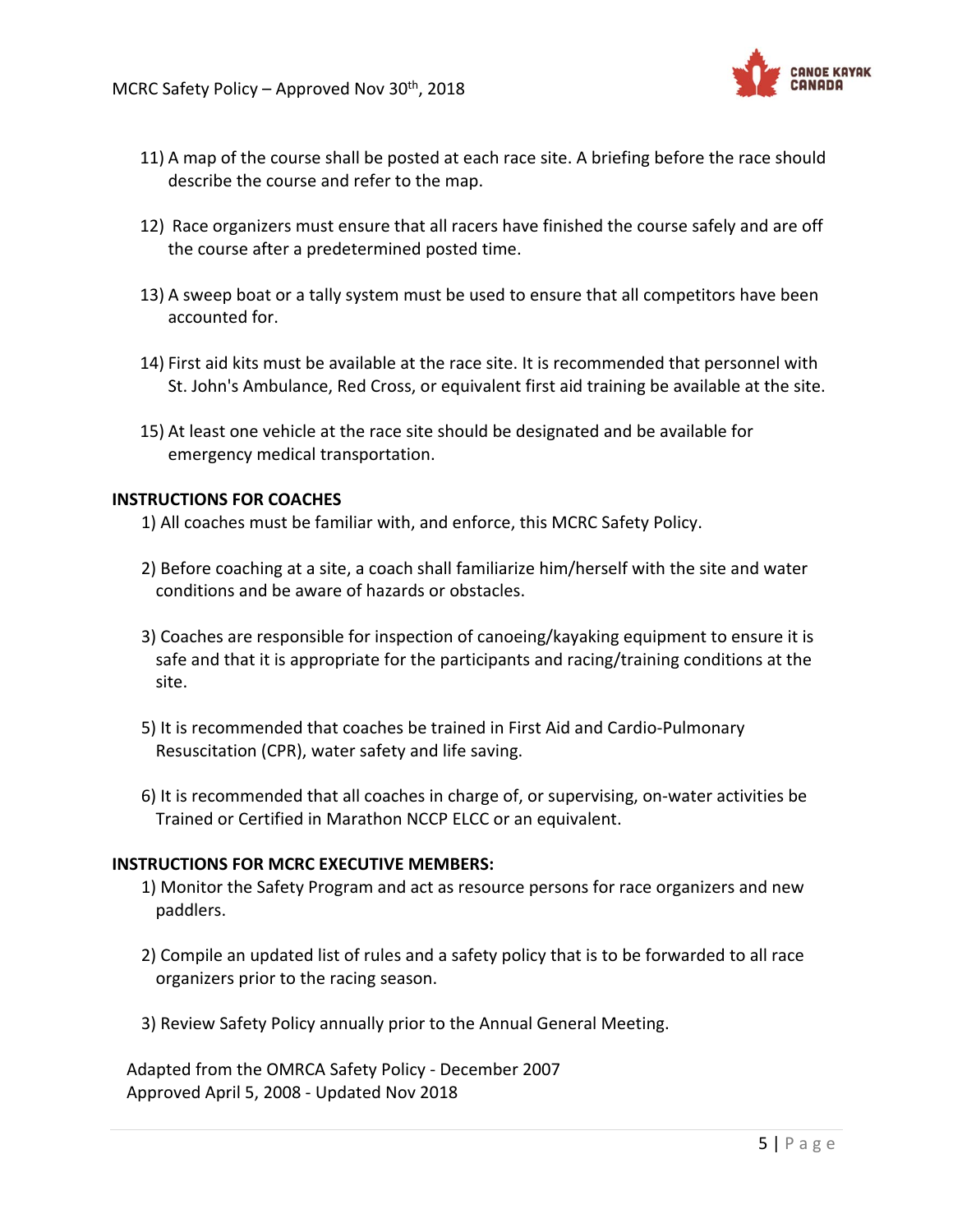11) A map of the course shall be posted at each race site. A briefing before the race should describe the course and refer to the map.

12) Race organizers must ensure that all racers have finished the course safely and are off the course after a predetermined posted time.

13) A sweep boat or a tally system must be used to ensure that all competitors have been accounted for.

14) First aid kits must be available at the race site. It is recommended that personnel with St. John's Ambulance, Red Cross, or equivalent first aid training be available at the site.

15) At least one vehicle at the race site should be designated and be available for emergency medical transportation.

**INSTRUCTIONS FOR COACHES**

1) All coaches must be familiar with, and enforce, this MCRC Safety Policy.

2) Before coaching at a site, a coach shall familiarize him/herself with the site and water conditions and be aware of hazards or obstacles.

3) Coaches are responsible for inspection of canoeing/kayaking equipment to ensure it is safe and that it is appropriate for the participants and racing/training conditions at the site.

5) It is recommended that coaches be trained in First Aid and Cardio-Pulmonary Resuscitation (CPR), water safety and life saving.

6) It is recommended that all coaches in charge of, or supervising, on-water activities be Trained or Certified in Marathon NCCP ELCC or an equivalent.

**INSTRUCTIONS FOR MCRC EXECUTIVE MEMBERS:**

1) Monitor the Safety Program and act as resource persons for race organizers and new paddlers.

2) Compile an updated list of rules and a safety policy that is to be forwarded to all race organizers prior to the racing season.

3) Review Safety Policy annually prior to the Annual General Meeting.

Adapted from the OMRCA Safety Policy - December 2007
Approved April 5, 2008 - Updated Nov 2018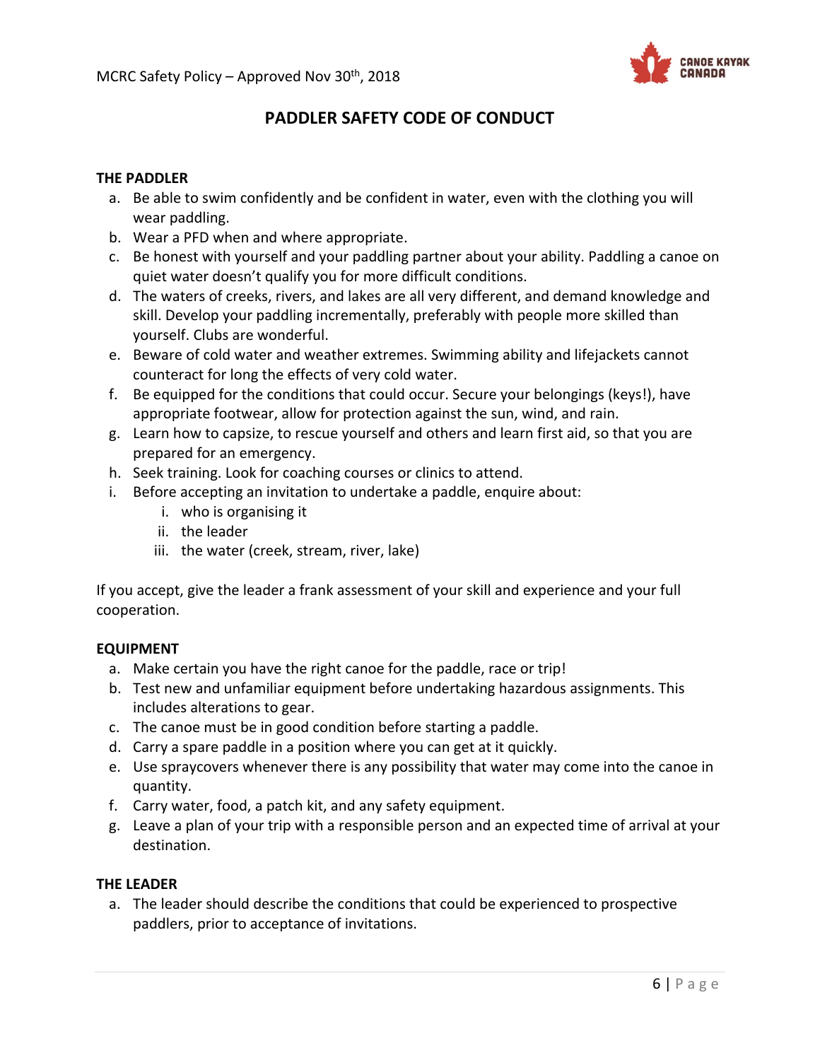# PADDLER SAFETY CODE OF CONDUCT

## THE PADDLER

a. Be able to swim confidently and be confident in water, even with the clothing you will wear paddling.
b. Wear a PFD when and where appropriate.
c. Be honest with yourself and your paddling partner about your ability. Paddling a canoe on quiet water doesn't qualify you for more difficult conditions.
d. The waters of creeks, rivers, and lakes are all very different, and demand knowledge and skill. Develop your paddling incrementally, preferably with people more skilled than yourself. Clubs are wonderful.
e. Beware of cold water and weather extremes. Swimming ability and lifejackets cannot counteract for long the effects of very cold water.
f. Be equipped for the conditions that could occur. Secure your belongings (keys!), have appropriate footwear, allow for protection against the sun, wind, and rain.
g. Learn how to capsize, to rescue yourself and others and learn first aid, so that you are prepared for an emergency.
h. Seek training. Look for coaching courses or clinics to attend.
i. Before accepting an invitation to undertake a paddle, enquire about:
   i. who is organising it
   ii. the leader
   iii. the water (creek, stream, river, lake)

If you accept, give the leader a frank assessment of your skill and experience and your full cooperation.

## EQUIPMENT

a. Make certain you have the right canoe for the paddle, race or trip!
b. Test new and unfamiliar equipment before undertaking hazardous assignments. This includes alterations to gear.
c. The canoe must be in good condition before starting a paddle.
d. Carry a spare paddle in a position where you can get at it quickly.
e. Use spraycovers whenever there is any possibility that water may come into the canoe in quantity.
f. Carry water, food, a patch kit, and any safety equipment.
g. Leave a plan of your trip with a responsible person and an expected time of arrival at your destination.

## THE LEADER

a. The leader should describe the conditions that could be experienced to prospective paddlers, prior to acceptance of invitations.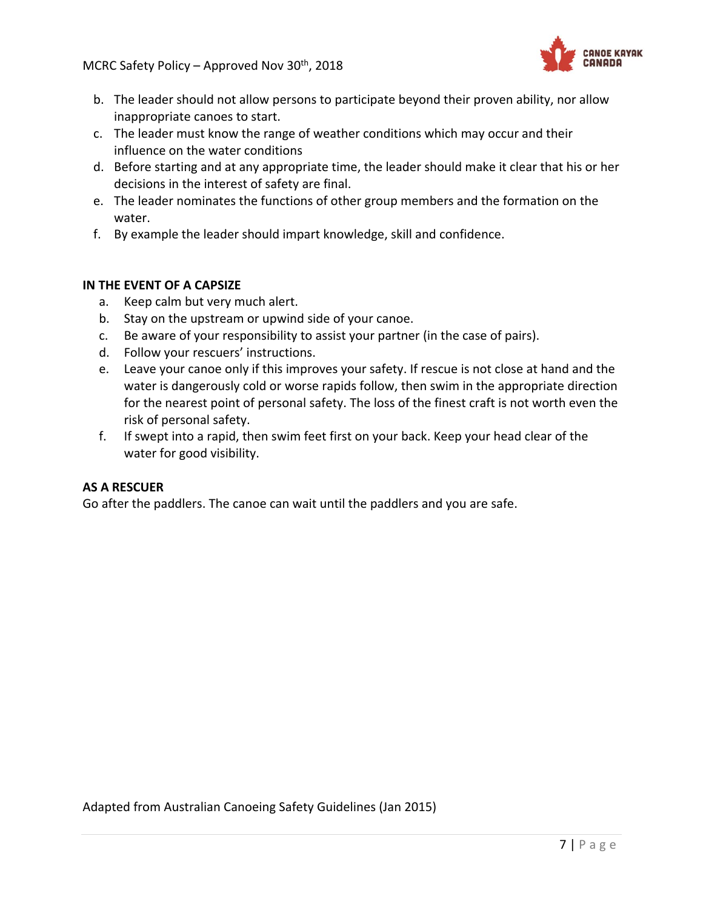b. The leader should not allow persons to participate beyond their proven ability, nor allow inappropriate canoes to start.
c. The leader must know the range of weather conditions which may occur and their influence on the water conditions
d. Before starting and at any appropriate time, the leader should make it clear that his or her decisions in the interest of safety are final.
e. The leader nominates the functions of other group members and the formation on the water.
f. By example the leader should impart knowledge, skill and confidence.

**IN THE EVENT OF A CAPSIZE**

a. Keep calm but very much alert.
b. Stay on the upstream or upwind side of your canoe.
c. Be aware of your responsibility to assist your partner (in the case of pairs).
d. Follow your rescuers' instructions.
e. Leave your canoe only if this improves your safety. If rescue is not close at hand and the water is dangerously cold or worse rapids follow, then swim in the appropriate direction for the nearest point of personal safety. The loss of the finest craft is not worth even the risk of personal safety.
f. If swept into a rapid, then swim feet first on your back. Keep your head clear of the water for good visibility.

**AS A RESCUER**

Go after the paddlers. The canoe can wait until the paddlers and you are safe.

Adapted from Australian Canoeing Safety Guidelines (Jan 2015)